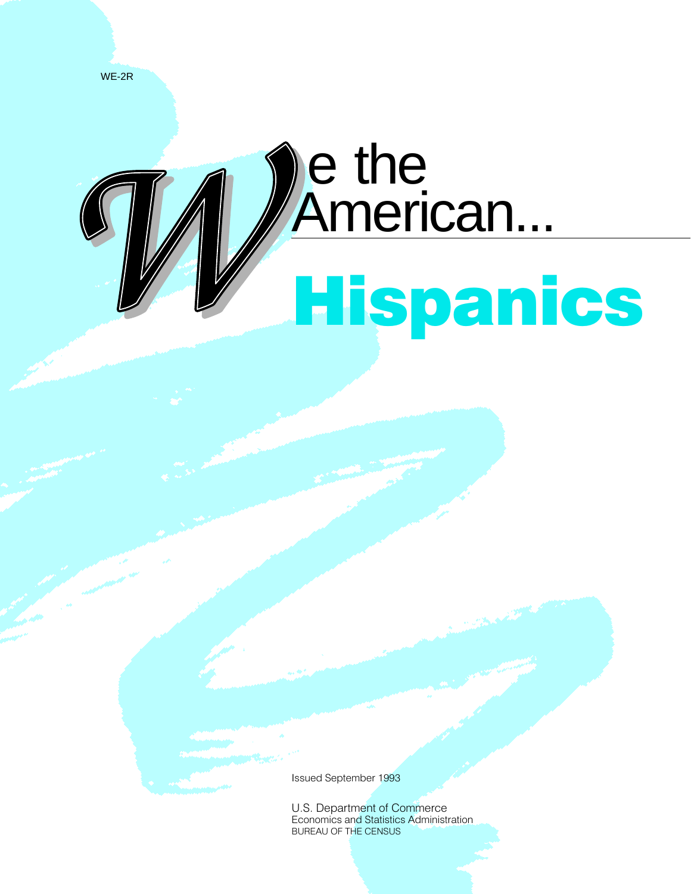WE-2R

# We the American...

# Hispanics

Issued September 1993

U.S. Department of Commerce
Economics and Statistics Administration
BUREAU OF THE CENSUS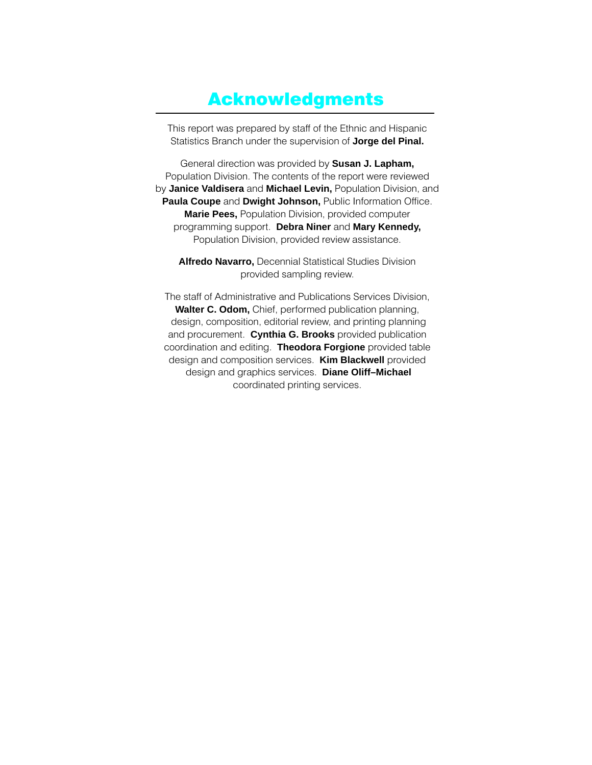# Acknowledgments

This report was prepared by staff of the Ethnic and Hispanic Statistics Branch under the supervision of **Jorge del Pinal.**

General direction was provided by **Susan J. Lapham,** Population Division. The contents of the report were reviewed by **Janice Valdisera** and **Michael Levin,** Population Division, and **Paula Coupe** and **Dwight Johnson,** Public Information Office. **Marie Pees,** Population Division, provided computer programming support. **Debra Niner** and **Mary Kennedy,** Population Division, provided review assistance.

**Alfredo Navarro,** Decennial Statistical Studies Division provided sampling review.

The staff of Administrative and Publications Services Division, **Walter C. Odom,** Chief, performed publication planning, design, composition, editorial review, and printing planning and procurement. **Cynthia G. Brooks** provided publication coordination and editing. **Theodora Forgione** provided table design and composition services. **Kim Blackwell** provided design and graphics services. **Diane Oliff–Michael** coordinated printing services.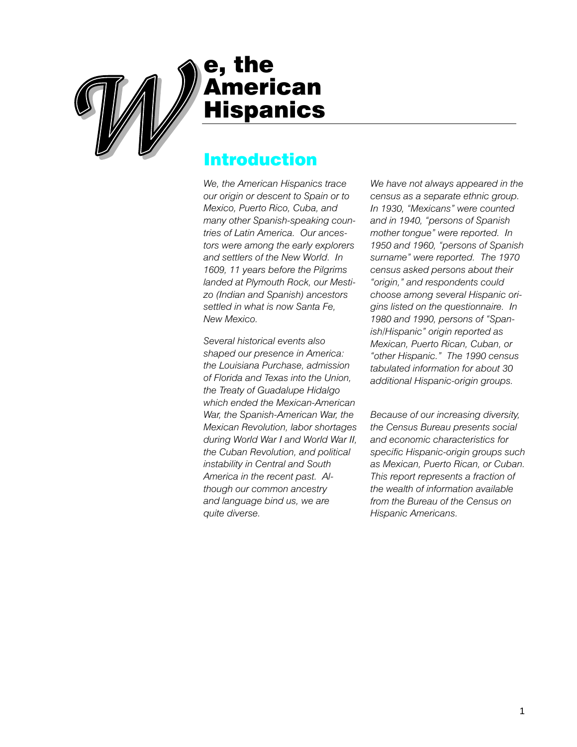# We, the American Hispanics

## Introduction

*We, the American Hispanics trace our origin or descent to Spain or to Mexico, Puerto Rico, Cuba, and many other Spanish-speaking countries of Latin America. Our ancestors were among the early explorers and settlers of the New World. In 1609, 11 years before the Pilgrims landed at Plymouth Rock, our Mestizo (Indian and Spanish) ancestors settled in what is now Santa Fe, New Mexico.*

*Several historical events also shaped our presence in America: the Louisiana Purchase, admission of Florida and Texas into the Union, the Treaty of Guadalupe Hidalgo which ended the Mexican-American War, the Spanish-American War, the Mexican Revolution, labor shortages during World War I and World War II, the Cuban Revolution, and political instability in Central and South America in the recent past. Although our common ancestry and language bind us, we are quite diverse.*

*We have not always appeared in the census as a separate ethnic group. In 1930, "Mexicans" were counted and in 1940, "persons of Spanish mother tongue" were reported. In 1950 and 1960, "persons of Spanish surname" were reported. The 1970 census asked persons about their "origin," and respondents could choose among several Hispanic origins listed on the questionnaire. In 1980 and 1990, persons of "Spanish/Hispanic" origin reported as Mexican, Puerto Rican, Cuban, or "other Hispanic." The 1990 census tabulated information for about 30 additional Hispanic-origin groups.*

*Because of our increasing diversity, the Census Bureau presents social and economic characteristics for specific Hispanic-origin groups such as Mexican, Puerto Rican, or Cuban. This report represents a fraction of the wealth of information available from the Bureau of the Census on Hispanic Americans.*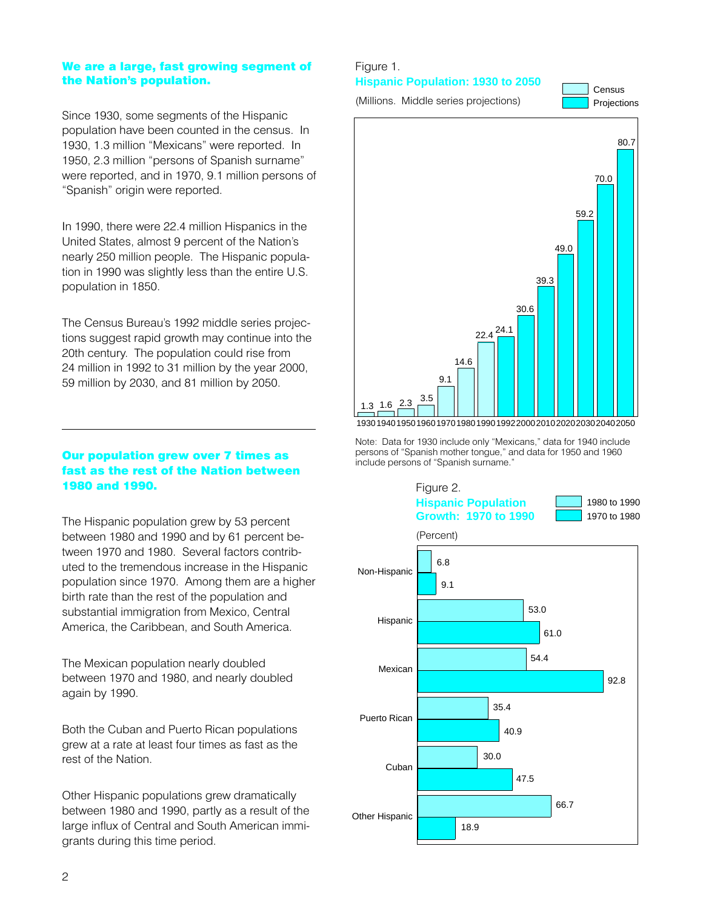## We are a large, fast growing segment of the Nation's population.

Since 1930, some segments of the Hispanic population have been counted in the census. In 1930, 1.3 million "Mexicans" were reported. In 1950, 2.3 million "persons of Spanish surname" were reported, and in 1970, 9.1 million persons of "Spanish" origin were reported.

In 1990, there were 22.4 million Hispanics in the United States, almost 9 percent of the Nation's nearly 250 million people. The Hispanic population in 1990 was slightly less than the entire U.S. population in 1850.

The Census Bureau's 1992 middle series projections suggest rapid growth may continue into the 20th century. The population could rise from 24 million in 1992 to 31 million by the year 2000, 59 million by 2030, and 81 million by 2050.

Figure 1.
**Hispanic Population: 1930 to 2050**
(Millions. Middle series projections)

| Year | Population | Type |
|---|---|---|
| 1930 | 1.3 | Census |
| 1940 | 1.6 | Census |
| 1950 | 2.3 | Census |
| 1960 | 3.5 | Census |
| 1970 | 9.1 | Census |
| 1980 | 14.6 | Census |
| 1990 | 22.4 | Census |
| 1992 | 24.1 | Projections |
| 2000 | 30.6 | Projections |
| 2010 | 39.3 | Projections |
| 2020 | 49.0 | Projections |
| 2030 | 59.2 | Projections |
| 2040 | 70.0 | Projections |
| 2050 | 80.7 | Projections |

Note: Data for 1930 include only "Mexicans," data for 1940 include persons of "Spanish mother tongue," and data for 1950 and 1960 include persons of "Spanish surname."

## Our population grew over 7 times as fast as the rest of the Nation between 1980 and 1990.

The Hispanic population grew by 53 percent between 1980 and 1990 and by 61 percent between 1970 and 1980. Several factors contributed to the tremendous increase in the Hispanic population since 1970. Among them are a higher birth rate than the rest of the population and substantial immigration from Mexico, Central America, the Caribbean, and South America.

The Mexican population nearly doubled between 1970 and 1980, and nearly doubled again by 1990.

Both the Cuban and Puerto Rican populations grew at a rate at least four times as fast as the rest of the Nation.

Other Hispanic populations grew dramatically between 1980 and 1990, partly as a result of the large influx of Central and South American immigrants during this time period.

Figure 2.
**Hispanic Population Growth: 1970 to 1990**
(Percent)

| | 1980 to 1990 | 1970 to 1980 |
|---|---|---|
| Non-Hispanic | 6.8 | 9.1 |
| Hispanic | 53.0 | 61.0 |
| Mexican | 54.4 | 92.8 |
| Puerto Rican | 35.4 | 40.9 |
| Cuban | 30.0 | 47.5 |
| Other Hispanic | 66.7 | 18.9 |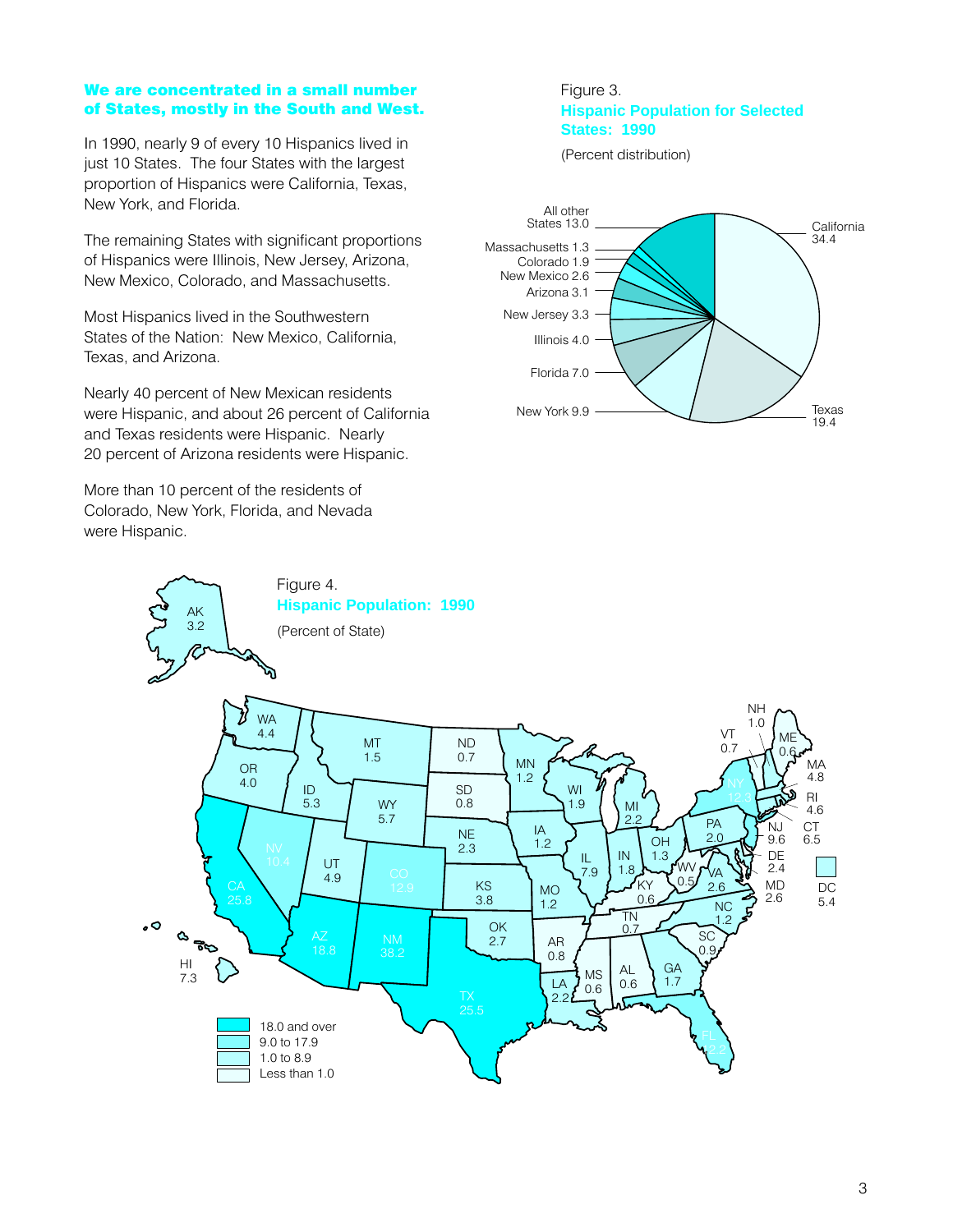## We are concentrated in a small number of States, mostly in the South and West.

In 1990, nearly 9 of every 10 Hispanics lived in just 10 States. The four States with the largest proportion of Hispanics were California, Texas, New York, and Florida.

The remaining States with significant proportions of Hispanics were Illinois, New Jersey, Arizona, New Mexico, Colorado, and Massachusetts.

Most Hispanics lived in the Southwestern States of the Nation: New Mexico, California, Texas, and Arizona.

Nearly 40 percent of New Mexican residents were Hispanic, and about 26 percent of California and Texas residents were Hispanic. Nearly 20 percent of Arizona residents were Hispanic.

More than 10 percent of the residents of Colorado, New York, Florida, and Nevada were Hispanic.

Figure 3.
**Hispanic Population for Selected States: 1990**

(Percent distribution)

| State | Percent |
|---|---|
| California | 34.4 |
| Texas | 19.4 |
| New York | 9.9 |
| Florida | 7.0 |
| Illinois | 4.0 |
| New Jersey | 3.3 |
| Arizona | 3.1 |
| New Mexico | 2.6 |
| Colorado | 1.9 |
| Massachusetts | 1.3 |
| All other States | 13.0 |

Figure 4.
**Hispanic Population: 1990**

(Percent of State)

| State | Percent | State | Percent | State | Percent |
|---|---|---|---|---|---|
| AK | 3.2 | KY | 0.6 | NY | 12.3 |
| AL | 0.6 | LA | 2.2 | OH | 1.3 |
| AR | 0.8 | MA | 4.8 | OK | 2.7 |
| AZ | 18.8 | MD | 2.6 | OR | 4.0 |
| CA | 25.8 | ME | 0.6 | PA | 2.0 |
| CO | 12.9 | MI | 2.2 | RI | 4.6 |
| CT | 6.5 | MN | 1.2 | SC | 0.9 |
| DC | 5.4 | MO | 1.2 | SD | 0.8 |
| DE | 2.4 | MS | 0.6 | TN | 0.7 |
| FL | 12.2 | MT | 1.5 | TX | 25.5 |
| GA | 1.7 | NC | 1.2 | UT | 4.9 |
| HI | 7.3 | ND | 0.7 | VA | 2.6 |
| IA | 1.2 | NE | 2.3 | VT | 0.7 |
| ID | 5.3 | NH | 1.0 | WA | 4.4 |
| IL | 7.9 | NJ | 9.6 | WI | 1.9 |
| IN | 1.8 | NM | 38.2 | WV | 0.5 |
| KS | 3.8 | NV | 10.4 | WY | 5.7 |

Legend: 18.0 and over; 9.0 to 17.9; 1.0 to 8.9; Less than 1.0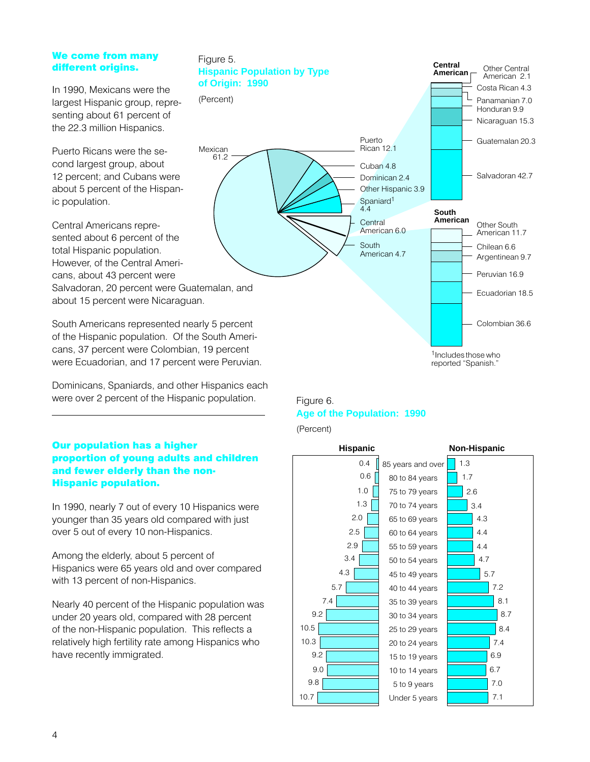## We come from many different origins.

In 1990, Mexicans were the largest Hispanic group, representing about 61 percent of the 22.3 million Hispanics.

Puerto Ricans were the second largest group, about 12 percent; and Cubans were about 5 percent of the Hispanic population.

Central Americans represented about 6 percent of the total Hispanic population. However, of the Central Americans, about 43 percent were Salvadoran, 20 percent were Guatemalan, and about 15 percent were Nicaraguan.

South Americans represented nearly 5 percent of the Hispanic population. Of the South Americans, 37 percent were Colombian, 19 percent were Ecuadorian, and 17 percent were Peruvian.

Dominicans, Spaniards, and other Hispanics each were over 2 percent of the Hispanic population.

Figure 5.
**Hispanic Population by Type of Origin: 1990**

(Percent)

| Type of origin | Percent |
|---|---|
| Mexican | 61.2 |
| Puerto Rican | 12.1 |
| Cuban | 4.8 |
| Dominican | 2.4 |
| Other Hispanic | 3.9 |
| Spaniard[1] | 4.4 |
| Central American | 6.0 |
| South American | 4.7 |

| Central American | Percent |
|---|---|
| Other Central American | 2.1 |
| Costa Rican | 4.3 |
| Panamanian | 7.0 |
| Honduran | 9.9 |
| Nicaraguan | 15.3 |
| Guatemalan | 20.3 |
| Salvadoran | 42.7 |

| South American | Percent |
|---|---|
| Other South American | 11.7 |
| Chilean | 6.6 |
| Argentinean | 9.7 |
| Peruvian | 16.9 |
| Ecuadorian | 18.5 |
| Colombian | 36.6 |

[1]Includes those who reported "Spanish."

## Our population has a higher proportion of young adults and children and fewer elderly than the non-Hispanic population.

In 1990, nearly 7 out of every 10 Hispanics were younger than 35 years old compared with just over 5 out of every 10 non-Hispanics.

Among the elderly, about 5 percent of Hispanics were 65 years old and over compared with 13 percent of non-Hispanics.

Nearly 40 percent of the Hispanic population was under 20 years old, compared with 28 percent of the non-Hispanic population. This reflects a relatively high fertility rate among Hispanics who have recently immigrated.

Figure 6.
**Age of the Population: 1990**

(Percent)

| Hispanic | Age | Non-Hispanic |
|---|---|---|
| 0.4 | 85 years and over | 1.3 |
| 0.6 | 80 to 84 years | 1.7 |
| 1.0 | 75 to 79 years | 2.6 |
| 1.3 | 70 to 74 years | 3.4 |
| 2.0 | 65 to 69 years | 4.3 |
| 2.5 | 60 to 64 years | 4.4 |
| 2.9 | 55 to 59 years | 4.4 |
| 3.4 | 50 to 54 years | 4.7 |
| 4.3 | 45 to 49 years | 5.7 |
| 5.7 | 40 to 44 years | 7.2 |
| 7.4 | 35 to 39 years | 8.1 |
| 9.2 | 30 to 34 years | 8.7 |
| 10.5 | 25 to 29 years | 8.4 |
| 10.3 | 20 to 24 years | 7.4 |
| 9.2 | 15 to 19 years | 6.9 |
| 9.0 | 10 to 14 years | 6.7 |
| 9.8 | 5 to 9 years | 7.0 |
| 10.7 | Under 5 years | 7.1 |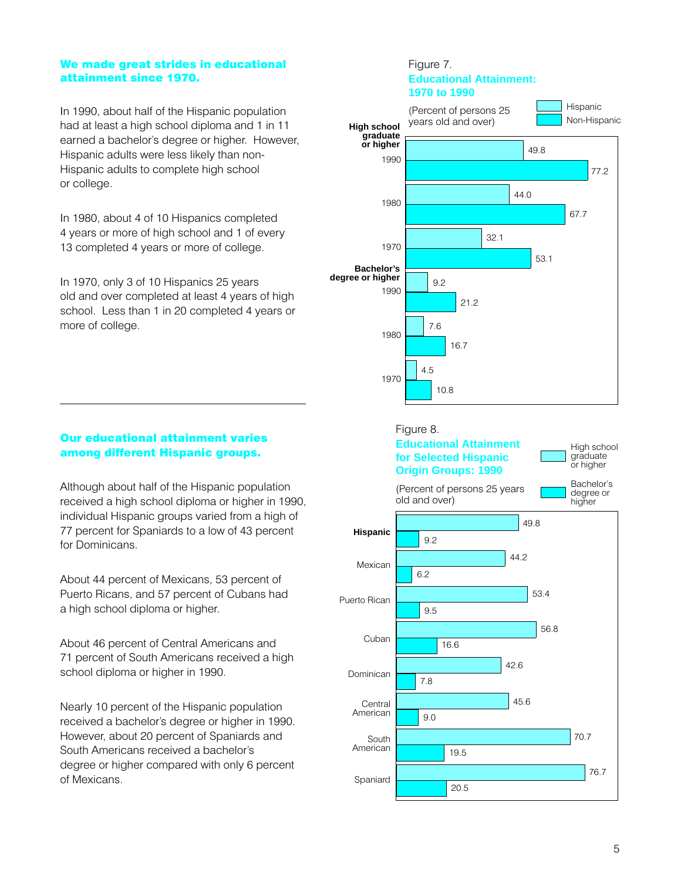## We made great strides in educational attainment since 1970.

In 1990, about half of the Hispanic population had at least a high school diploma and 1 in 11 earned a bachelor's degree or higher. However, Hispanic adults were less likely than non-Hispanic adults to complete high school or college.

In 1980, about 4 of 10 Hispanics completed 4 years or more of high school and 1 of every 13 completed 4 years or more of college.

In 1970, only 3 of 10 Hispanics 25 years old and over completed at least 4 years of high school. Less than 1 in 20 completed 4 years or more of college.

Figure 7.
**Educational Attainment: 1970 to 1990**

(Percent of persons 25 years old and over)

| | Hispanic | Non-Hispanic |
|---|---|---|
| **High school graduate or higher** | | |
| 1990 | 49.8 | 77.2 |
| 1980 | 44.0 | 67.7 |
| 1970 | 32.1 | 53.1 |
| **Bachelor's degree or higher** | | |
| 1990 | 9.2 | 21.2 |
| 1980 | 7.6 | 16.7 |
| 1970 | 4.5 | 10.8 |

## Our educational attainment varies among different Hispanic groups.

Although about half of the Hispanic population received a high school diploma or higher in 1990, individual Hispanic groups varied from a high of 77 percent for Spaniards to a low of 43 percent for Dominicans.

About 44 percent of Mexicans, 53 percent of Puerto Ricans, and 57 percent of Cubans had a high school diploma or higher.

About 46 percent of Central Americans and 71 percent of South Americans received a high school diploma or higher in 1990.

Nearly 10 percent of the Hispanic population received a bachelor's degree or higher in 1990. However, about 20 percent of Spaniards and South Americans received a bachelor's degree or higher compared with only 6 percent of Mexicans.

Figure 8.
**Educational Attainment for Selected Hispanic Origin Groups: 1990**

(Percent of persons 25 years old and over)

| | High school graduate or higher | Bachelor's degree or higher |
|---|---|---|
| **Hispanic** | 49.8 | 9.2 |
| Mexican | 44.2 | 6.2 |
| Puerto Rican | 53.4 | 9.5 |
| Cuban | 56.8 | 16.6 |
| Dominican | 42.6 | 7.8 |
| Central American | 45.6 | 9.0 |
| South American | 70.7 | 19.5 |
| Spaniard | 76.7 | 20.5 |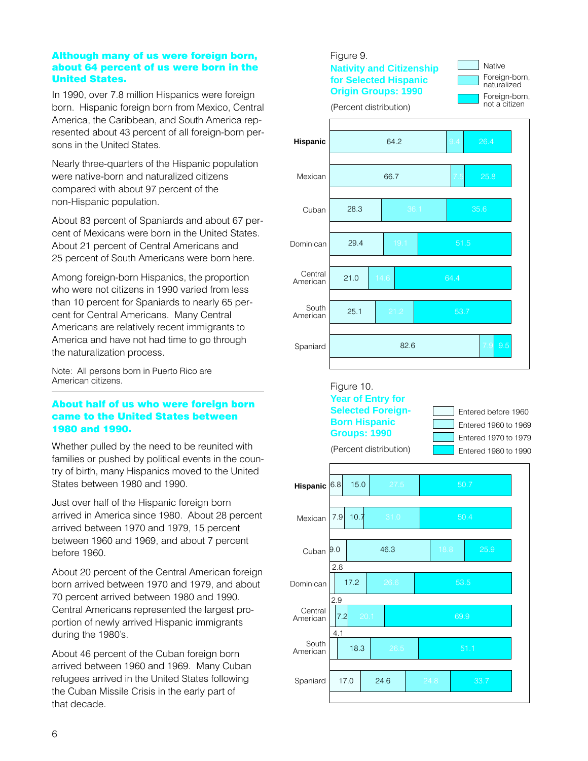### Although many of us were foreign born, about 64 percent of us were born in the United States.

In 1990, over 7.8 million Hispanics were foreign born. Hispanic foreign born from Mexico, Central America, the Caribbean, and South America represented about 43 percent of all foreign-born persons in the United States.

Nearly three-quarters of the Hispanic population were native-born and naturalized citizens compared with about 97 percent of the non-Hispanic population.

About 83 percent of Spaniards and about 67 percent of Mexicans were born in the United States. About 21 percent of Central Americans and 25 percent of South Americans were born here.

Among foreign-born Hispanics, the proportion who were not citizens in 1990 varied from less than 10 percent for Spaniards to nearly 65 percent for Central Americans. Many Central Americans are relatively recent immigrants to America and have not had time to go through the naturalization process.

Note: All persons born in Puerto Rico are American citizens.

### About half of us who were foreign born came to the United States between 1980 and 1990.

Whether pulled by the need to be reunited with families or pushed by political events in the country of birth, many Hispanics moved to the United States between 1980 and 1990.

Just over half of the Hispanic foreign born arrived in America since 1980. About 28 percent arrived between 1970 and 1979, 15 percent between 1960 and 1969, and about 7 percent before 1960.

About 20 percent of the Central American foreign born arrived between 1970 and 1979, and about 70 percent arrived between 1980 and 1990. Central Americans represented the largest proportion of newly arrived Hispanic immigrants during the 1980's.

About 46 percent of the Cuban foreign born arrived between 1960 and 1969. Many Cuban refugees arrived in the United States following the Cuban Missile Crisis in the early part of that decade.

Figure 9.
**Nativity and Citizenship for Selected Hispanic Origin Groups: 1990**
(Percent distribution)

| Group | Native | Foreign-born, naturalized | Foreign-born, not a citizen |
|---|---|---|---|
| Hispanic | 64.2 | 9.4 | 26.4 |
| Mexican | 66.7 | 7.5 | 25.8 |
| Cuban | 28.3 | 36.1 | 35.6 |
| Dominican | 29.4 | 19.1 | 51.5 |
| Central American | 21.0 | 14.6 | 64.4 |
| South American | 25.1 | 21.2 | 53.7 |
| Spaniard | 82.6 | 7.9 | 9.5 |

Figure 10.
**Year of Entry for Selected Foreign-Born Hispanic Groups: 1990**
(Percent distribution)

| Group | Entered before 1960 | Entered 1960 to 1969 | Entered 1970 to 1979 | Entered 1980 to 1990 |
|---|---|---|---|---|
| Hispanic | 6.8 | 15.0 | 27.5 | 50.7 |
| Mexican | 7.9 | 10.7 | 31.0 | 50.4 |
| Cuban | 9.0 | 46.3 | 18.8 | 25.9 |
| Dominican | 2.8 | 17.2 | 26.6 | 53.5 |
| Central American | 2.9 | 7.2 | 20.1 | 69.9 |
| South American | 4.1 | 18.3 | 26.5 | 51.1 |
| Spaniard | 17.0 | 24.6 | 24.8 | 33.7 |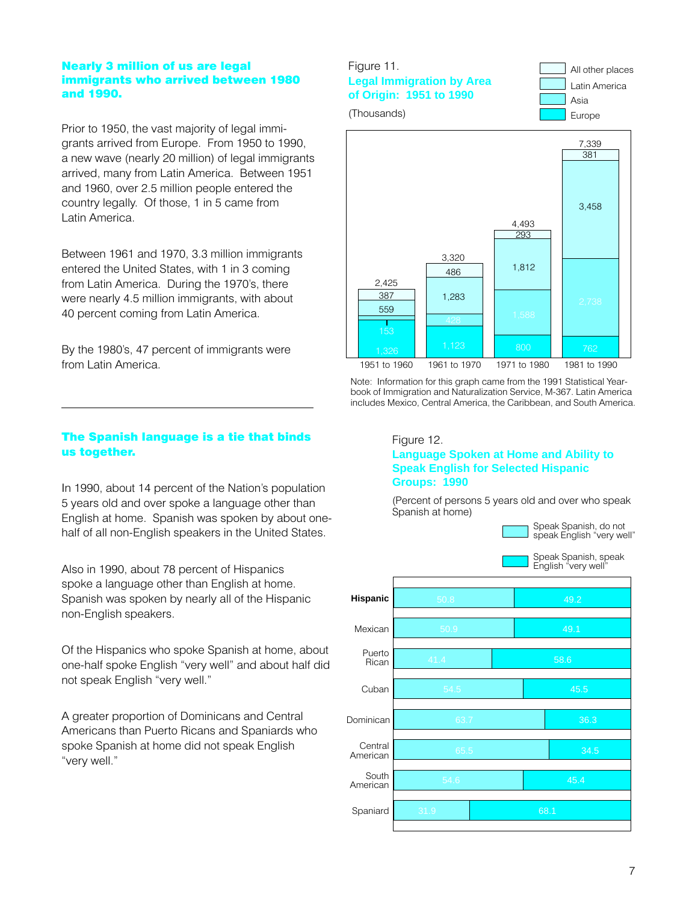## Nearly 3 million of us are legal immigrants who arrived between 1980 and 1990.

Prior to 1950, the vast majority of legal immigrants arrived from Europe. From 1950 to 1990, a new wave (nearly 20 million) of legal immigrants arrived, many from Latin America. Between 1951 and 1960, over 2.5 million people entered the country legally. Of those, 1 in 5 came from Latin America.

Between 1961 and 1970, 3.3 million immigrants entered the United States, with 1 in 3 coming from Latin America. During the 1970's, there were nearly 4.5 million immigrants, with about 40 percent coming from Latin America.

By the 1980's, 47 percent of immigrants were from Latin America.

Figure 11.
**Legal Immigration by Area of Origin: 1951 to 1990**

(Thousands)

| | 1951 to 1960 | 1961 to 1970 | 1971 to 1980 | 1981 to 1990 |
|---|---|---|---|---|
| Total | 2,425 | 3,320 | 4,493 | 7,339 |
| All other places | 387 | 486 | 293 | 381 |
| Latin America | 559 | 1,283 | 1,812 | 3,458 |
| Asia | 153 | 428 | 1,588 | 2,738 |
| Europe | 1,326 | 1,123 | 800 | 762 |

Note: Information for this graph came from the 1991 Statistical Yearbook of Immigration and Naturalization Service, M-367. Latin America includes Mexico, Central America, the Caribbean, and South America.

## The Spanish language is a tie that binds us together.

In 1990, about 14 percent of the Nation's population 5 years old and over spoke a language other than English at home. Spanish was spoken by about one-half of all non-English speakers in the United States.

Also in 1990, about 78 percent of Hispanics spoke a language other than English at home. Spanish was spoken by nearly all of the Hispanic non-English speakers.

Of the Hispanics who spoke Spanish at home, about one-half spoke English "very well" and about half did not speak English "very well."

A greater proportion of Dominicans and Central Americans than Puerto Ricans and Spaniards who spoke Spanish at home did not speak English "very well."

Figure 12.
**Language Spoken at Home and Ability to Speak English for Selected Hispanic Groups: 1990**

(Percent of persons 5 years old and over who speak Spanish at home)

| | Speak Spanish, do not speak English "very well" | Speak Spanish, speak English "very well" |
|---|---|---|
| **Hispanic** | 50.8 | 49.2 |
| Mexican | 50.9 | 49.1 |
| Puerto Rican | 41.4 | 58.6 |
| Cuban | 54.5 | 45.5 |
| Dominican | 63.7 | 36.3 |
| Central American | 65.5 | 34.5 |
| South American | 54.6 | 45.4 |
| Spaniard | 31.9 | 68.1 |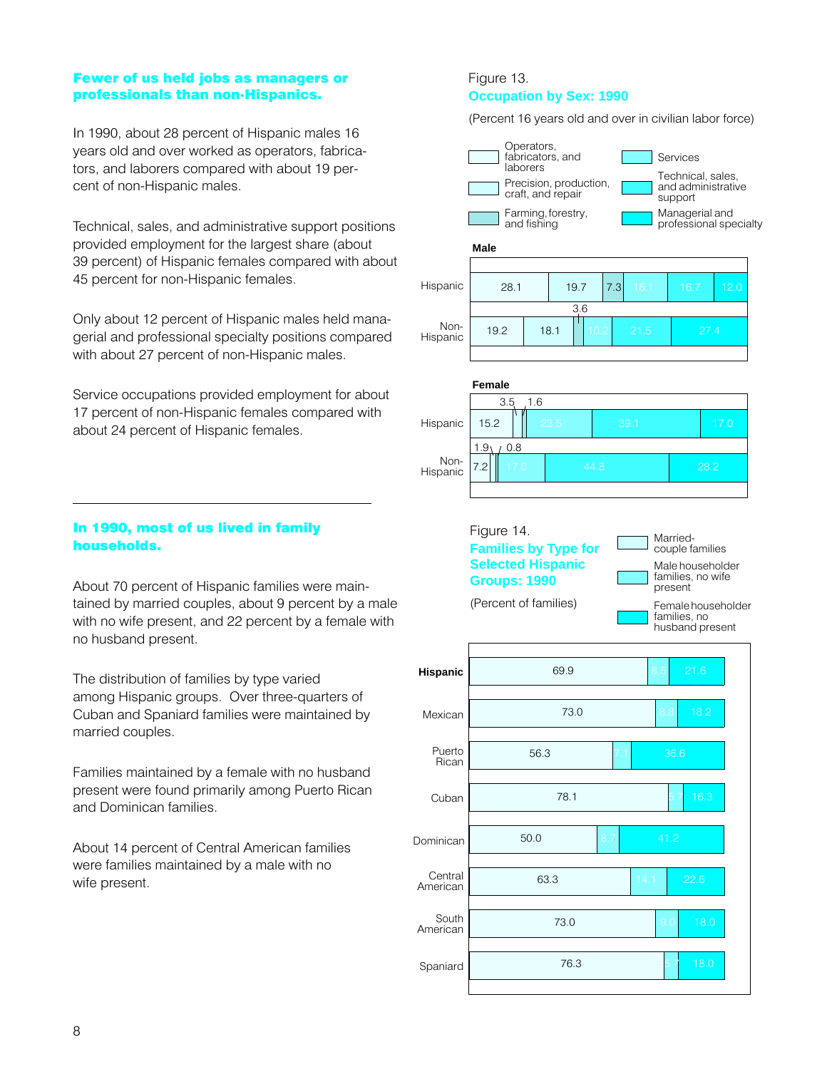## Fewer of us held jobs as managers or professionals than non-Hispanics.

In 1990, about 28 percent of Hispanic males 16 years old and over worked as operators, fabricators, and laborers compared with about 19 percent of non-Hispanic males.

Technical, sales, and administrative support positions provided employment for the largest share (about 39 percent) of Hispanic females compared with about 45 percent for non-Hispanic females.

Only about 12 percent of Hispanic males held managerial and professional specialty positions compared with about 27 percent of non-Hispanic males.

Service occupations provided employment for about 17 percent of non-Hispanic females compared with about 24 percent of Hispanic females.

Figure 13.
**Occupation by Sex: 1990**

(Percent 16 years old and over in civilian labor force)

| | Operators, fabricators, and laborers | Precision, production, craft, and repair | Farming, forestry, and fishing | Services | Technical, sales, and administrative support | Managerial and professional specialty |
|---|---|---|---|---|---|---|
| **Male** | | | | | | |
| Hispanic | 28.1 | 19.7 | 7.3 | 16.1 | 16.7 | 12.0 |
| Non-Hispanic | 19.2 | 18.1 | 3.6 | 10.2 | 21.5 | 27.4 |
| **Female** | | | | | | |
| Hispanic | 15.2 | 3.5 | 1.6 | 23.5 | 39.1 | 17.0 |
| Non-Hispanic | 7.2 | 1.9 | 0.8 | 17.0 | 44.8 | 28.2 |

## In 1990, most of us lived in family households.

About 70 percent of Hispanic families were maintained by married couples, about 9 percent by a male with no wife present, and 22 percent by a female with no husband present.

The distribution of families by type varied among Hispanic groups. Over three-quarters of Cuban and Spaniard families were maintained by married couples.

Families maintained by a female with no husband present were found primarily among Puerto Rican and Dominican families.

About 14 percent of Central American families were families maintained by a male with no wife present.

Figure 14.
**Families by Type for Selected Hispanic Groups: 1990**

(Percent of families)

| | Married-couple families | Male householder families, no wife present | Female householder families, no husband present |
|---|---|---|---|
| **Hispanic** | 69.9 | 8.5 | 21.6 |
| Mexican | 73.0 | 8.8 | 18.2 |
| Puerto Rican | 56.3 | 7.1 | 36.6 |
| Cuban | 78.1 | 5.7 | 16.3 |
| Dominican | 50.0 | 8.7 | 41.2 |
| Central American | 63.3 | 14.1 | 22.6 |
| South American | 73.0 | 9.0 | 18.0 |
| Spaniard | 76.3 | 5.7 | 18.0 |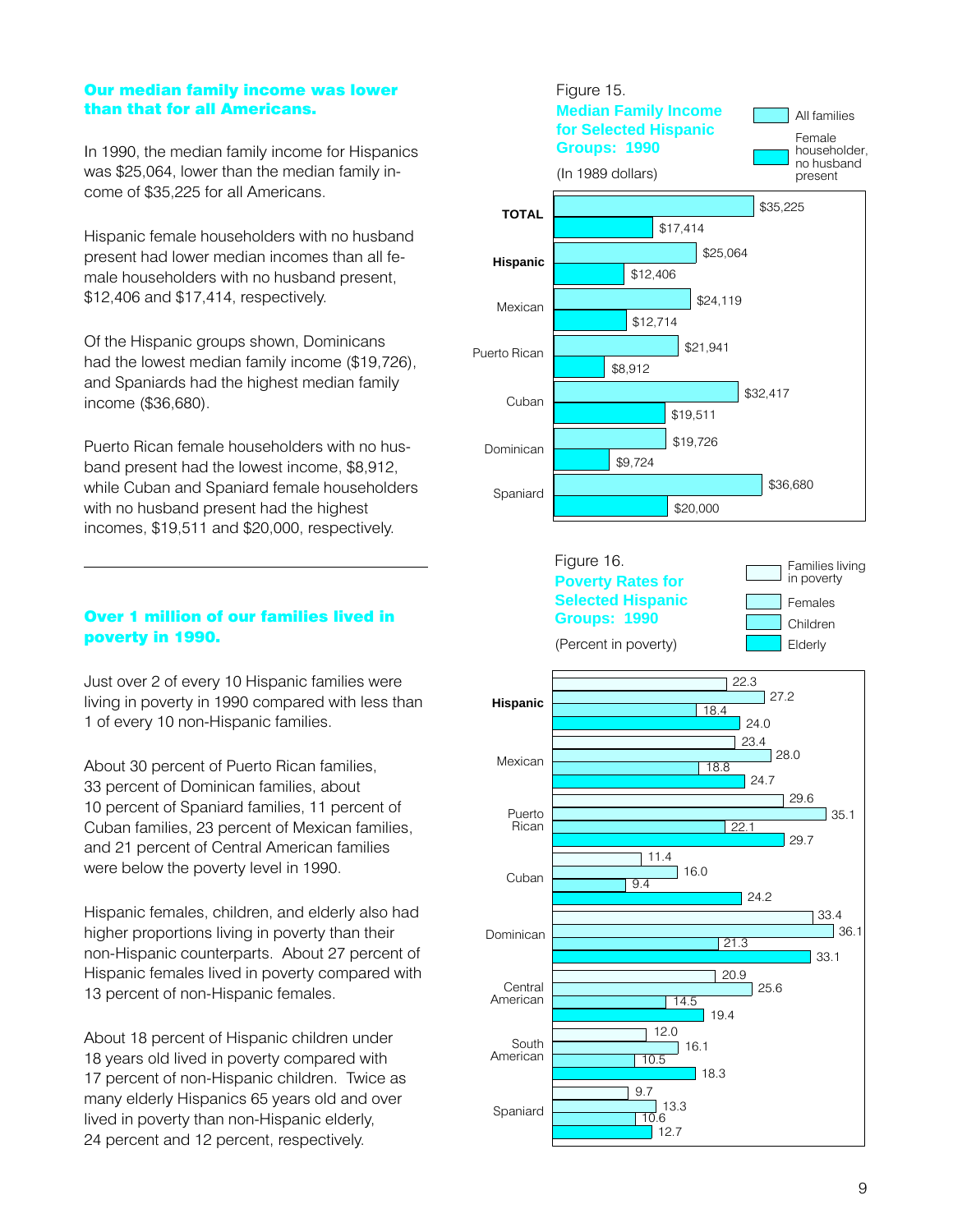## Our median family income was lower than that for all Americans.

In 1990, the median family income for Hispanics was $25,064, lower than the median family income of $35,225 for all Americans.

Hispanic female householders with no husband present had lower median incomes than all female householders with no husband present, $12,406 and $17,414, respectively.

Of the Hispanic groups shown, Dominicans had the lowest median family income ($19,726), and Spaniards had the highest median family income ($36,680).

Puerto Rican female householders with no husband present had the lowest income, $8,912, while Cuban and Spaniard female householders with no husband present had the highest incomes, $19,511 and $20,000, respectively.

## Over 1 million of our families lived in poverty in 1990.

Just over 2 of every 10 Hispanic families were living in poverty in 1990 compared with less than 1 of every 10 non-Hispanic families.

About 30 percent of Puerto Rican families, 33 percent of Dominican families, about 10 percent of Spaniard families, 11 percent of Cuban families, 23 percent of Mexican families, and 21 percent of Central American families were below the poverty level in 1990.

Hispanic females, children, and elderly also had higher proportions living in poverty than their non-Hispanic counterparts. About 27 percent of Hispanic females lived in poverty compared with 13 percent of non-Hispanic females.

About 18 percent of Hispanic children under 18 years old lived in poverty compared with 17 percent of non-Hispanic children. Twice as many elderly Hispanics 65 years old and over lived in poverty than non-Hispanic elderly, 24 percent and 12 percent, respectively.

Figure 15.
**Median Family Income for Selected Hispanic Groups: 1990**
(In 1989 dollars)

| | All families | Female householder, no husband present |
|---|---|---|
| **TOTAL** | $35,225 | $17,414 |
| **Hispanic** | $25,064 | $12,406 |
| Mexican | $24,119 | $12,714 |
| Puerto Rican | $21,941 | $8,912 |
| Cuban | $32,417 | $19,511 |
| Dominican | $19,726 | $9,724 |
| Spaniard | $36,680 | $20,000 |

Figure 16.
**Poverty Rates for Selected Hispanic Groups: 1990**
(Percent in poverty)

| | Families living in poverty | Females | Children | Elderly |
|---|---|---|---|---|
| **Hispanic** | 22.3 | 27.2 | 18.4 | 24.0 |
| Mexican | 23.4 | 28.0 | 18.8 | 24.7 |
| Puerto Rican | 29.6 | 35.1 | 22.1 | 29.7 |
| Cuban | 11.4 | 16.0 | 9.4 | 24.2 |
| Dominican | 33.4 | 36.1 | 21.3 | 33.1 |
| Central American | 20.9 | 25.6 | 14.5 | 19.4 |
| South American | 12.0 | 16.1 | 10.5 | 18.3 |
| Spaniard | 9.7 | 13.3 | 10.6 | 12.7 |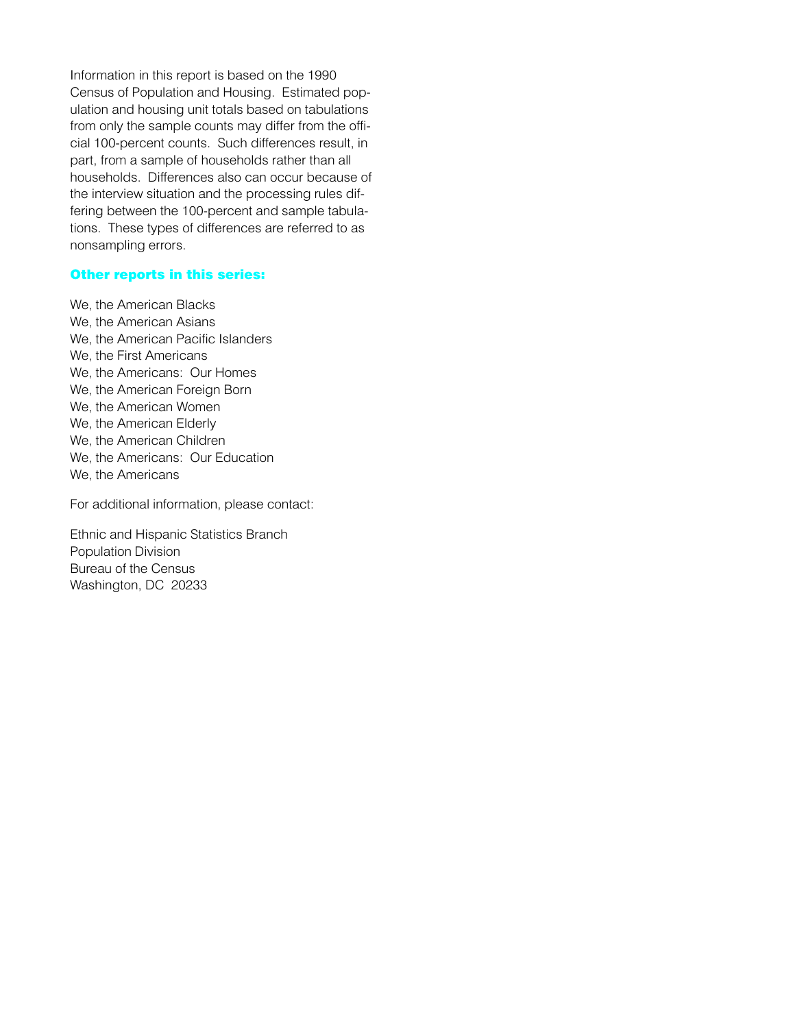Information in this report is based on the 1990 Census of Population and Housing. Estimated population and housing unit totals based on tabulations from only the sample counts may differ from the official 100-percent counts. Such differences result, in part, from a sample of households rather than all households. Differences also can occur because of the interview situation and the processing rules differing between the 100-percent and sample tabulations. These types of differences are referred to as nonsampling errors.

## Other reports in this series:

We, the American Blacks
We, the American Asians
We, the American Pacific Islanders
We, the First Americans
We, the Americans: Our Homes
We, the American Foreign Born
We, the American Women
We, the American Elderly
We, the American Children
We, the Americans: Our Education
We, the Americans

For additional information, please contact:

Ethnic and Hispanic Statistics Branch
Population Division
Bureau of the Census
Washington, DC 20233